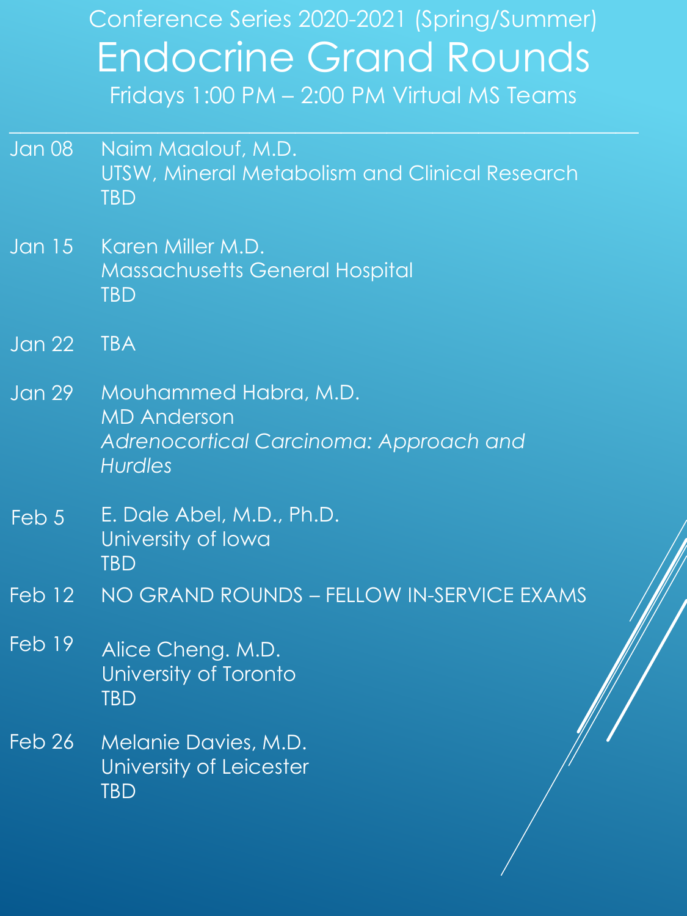Conference Series 2020-2021 (Spring/Summer)

# Endocrine Grand Rounds

Fridays 1:00 PM – 2:00 PM Virtual MS Teams

---

**Jan 08**
Naim Maalouf, M.D.
UTSW, Mineral Metabolism and Clinical Research
TBD

**Jan 15**
Karen Miller M.D.
Massachusetts General Hospital
TBD

**Jan 22**
TBA

**Jan 29**
Mouhammed Habra, M.D.
MD Anderson
*Adrenocortical Carcinoma: Approach and Hurdles*

**Feb 5**
E. Dale Abel, M.D., Ph.D.
University of Iowa
TBD

**Feb 12**
NO GRAND ROUNDS – FELLOW IN-SERVICE EXAMS

**Feb 19**
Alice Cheng. M.D.
University of Toronto
TBD

**Feb 26**
Melanie Davies, M.D.
University of Leicester
TBD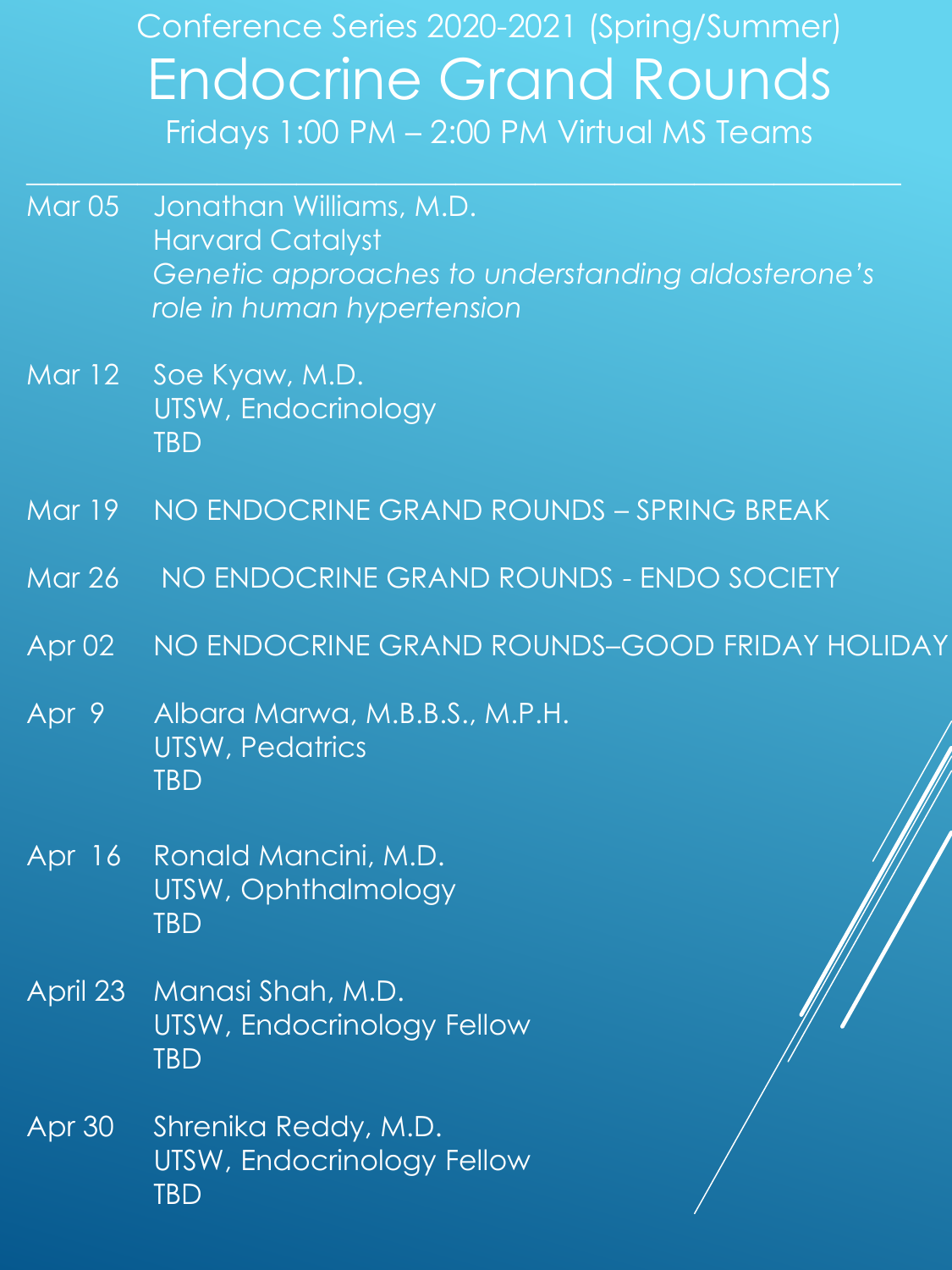Conference Series 2020-2021 (Spring/Summer)

# Endocrine Grand Rounds

Fridays 1:00 PM – 2:00 PM Virtual MS Teams

---

Mar 05 Jonathan Williams, M.D.
Harvard Catalyst
*Genetic approaches to understanding aldosterone's role in human hypertension*

Mar 12 Soe Kyaw, M.D.
UTSW, Endocrinology
TBD

Mar 19 NO ENDOCRINE GRAND ROUNDS – SPRING BREAK

Mar 26 NO ENDOCRINE GRAND ROUNDS - ENDO SOCIETY

Apr 02 NO ENDOCRINE GRAND ROUNDS–GOOD FRIDAY HOLIDAY

Apr 9 Albara Marwa, M.B.B.S., M.P.H.
UTSW, Pedatrics
TBD

Apr 16 Ronald Mancini, M.D.
UTSW, Ophthalmology
TBD

April 23 Manasi Shah, M.D.
UTSW, Endocrinology Fellow
TBD

Apr 30 Shrenika Reddy, M.D.
UTSW, Endocrinology Fellow
TBD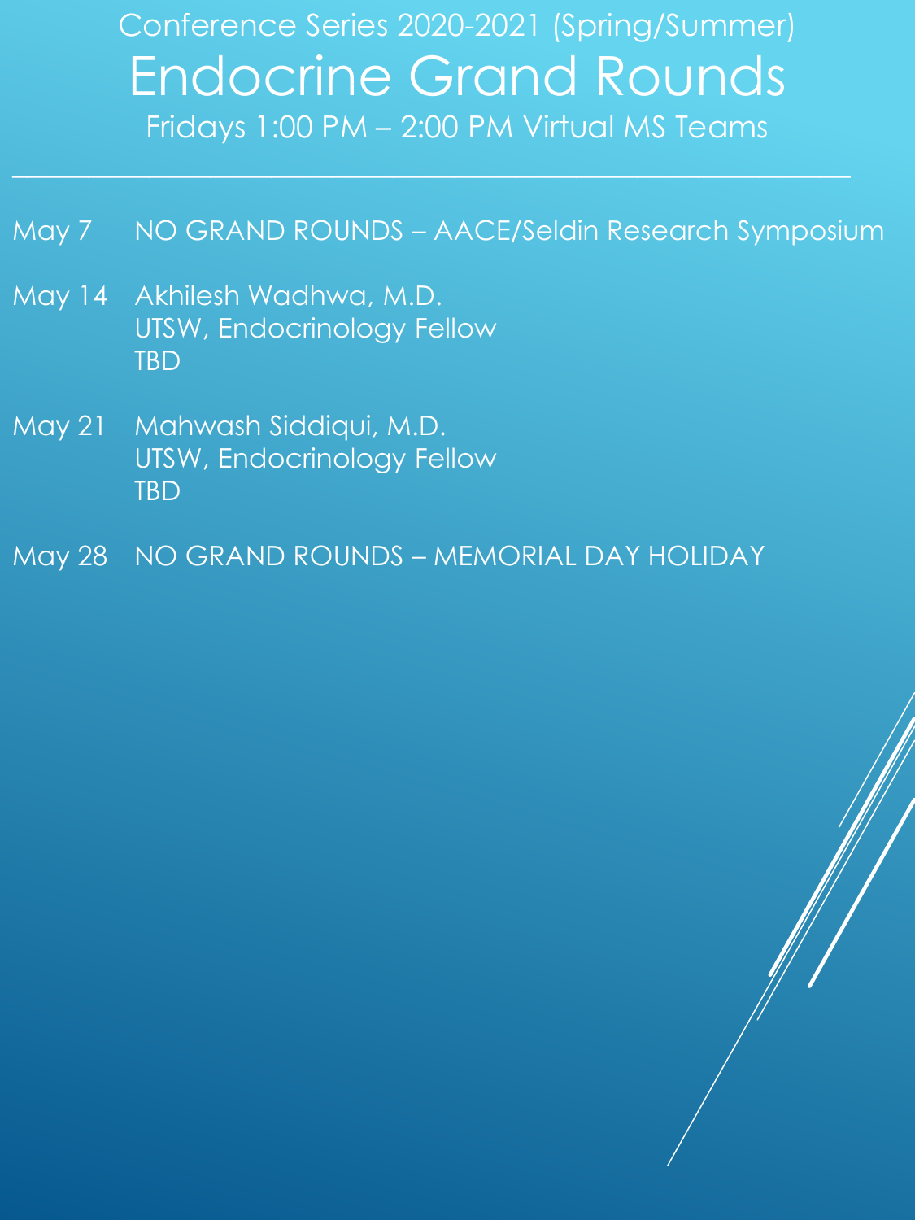Conference Series 2020-2021 (Spring/Summer)

# Endocrine Grand Rounds

Fridays 1:00 PM – 2:00 PM Virtual MS Teams

---

May 7 NO GRAND ROUNDS – AACE/Seldin Research Symposium

May 14 Akhilesh Wadhwa, M.D.
UTSW, Endocrinology Fellow
TBD

May 21 Mahwash Siddiqui, M.D.
UTSW, Endocrinology Fellow
TBD

May 28 NO GRAND ROUNDS – MEMORIAL DAY HOLIDAY